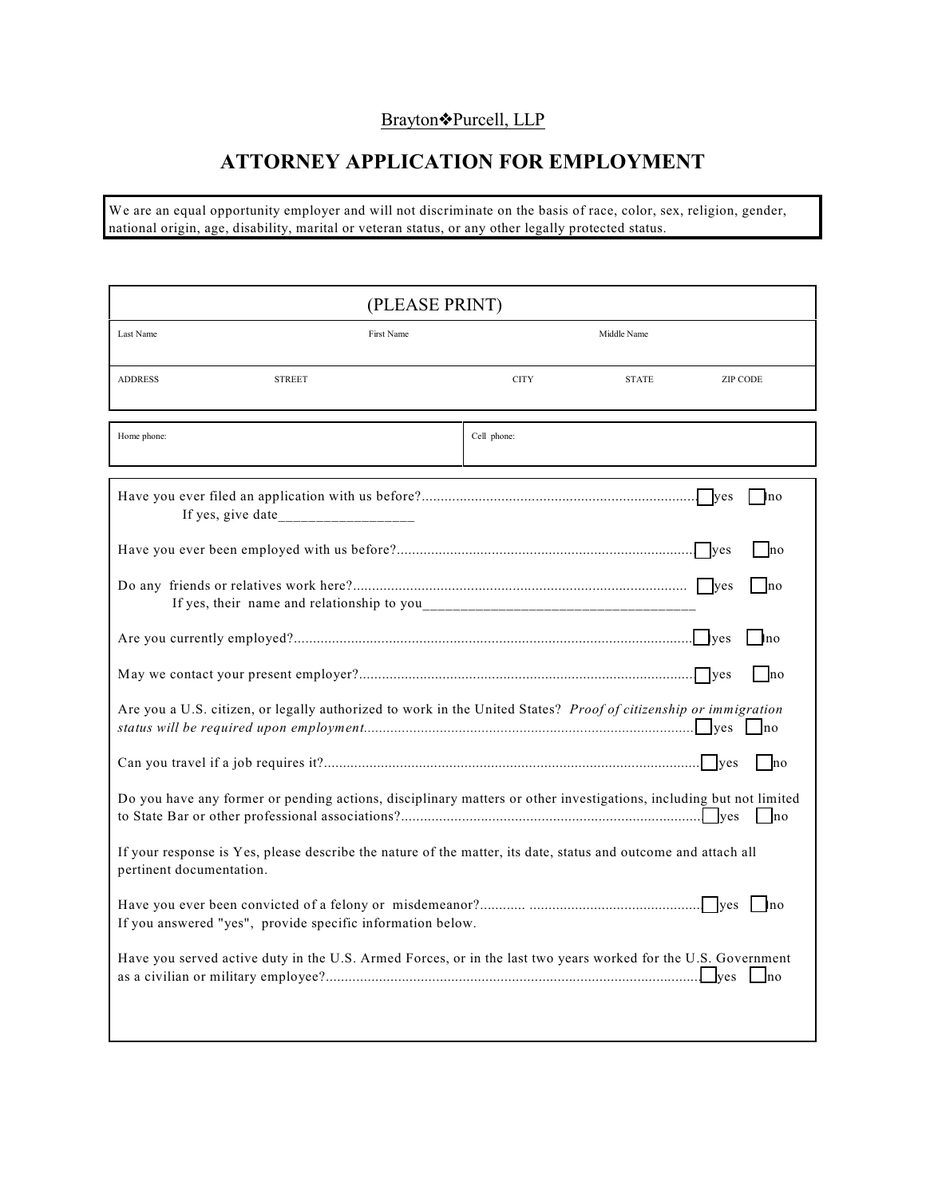Brayton❖Purcell, LLP

# ATTORNEY APPLICATION FOR EMPLOYMENT

We are an equal opportunity employer and will not discriminate on the basis of race, color, sex, religion, gender, national origin, age, disability, marital or veteran status, or any other legally protected status.

(PLEASE PRINT)

| Last Name | First Name | Middle Name | | |
|---|---|---|---|---|
| ADDRESS STREET | CITY | STATE | ZIP CODE | |

| Home phone: | Cell phone: |
|---|---|

Have you ever filed an application with us before?........................................................................ ☐ yes ☐ no
If yes, give date__________________

Have you ever been employed with us before?.............................................................................. ☐ yes ☐ no

Do any friends or relatives work here?....................................................................................... ☐ yes ☐ no
If yes, their name and relationship to you___________________________________

Are you currently employed?........................................................................................................ ☐ yes ☐ no

May we contact your present employer?....................................................................................... ☐ yes ☐ no

Are you a U.S. citizen, or legally authorized to work in the United States? *Proof of citizenship or immigration status will be required upon employment*...................................................................................... ☐ yes ☐ no

Can you travel if a job requires it?.................................................................................................. ☐ yes ☐ no

Do you have any former or pending actions, disciplinary matters or other investigations, including but not limited to State Bar or other professional associations?............................................................................... ☐ yes ☐ no

If your response is Yes, please describe the nature of the matter, its date, status and outcome and attach all pertinent documentation.

Have you ever been convicted of a felony or misdemeanor?........... ............................................ ☐ yes ☐ no
If you answered "yes", provide specific information below.

Have you served active duty in the U.S. Armed Forces, or in the last two years worked for the U.S. Government as a civilian or military employee?.................................................................................................. ☐ yes ☐ no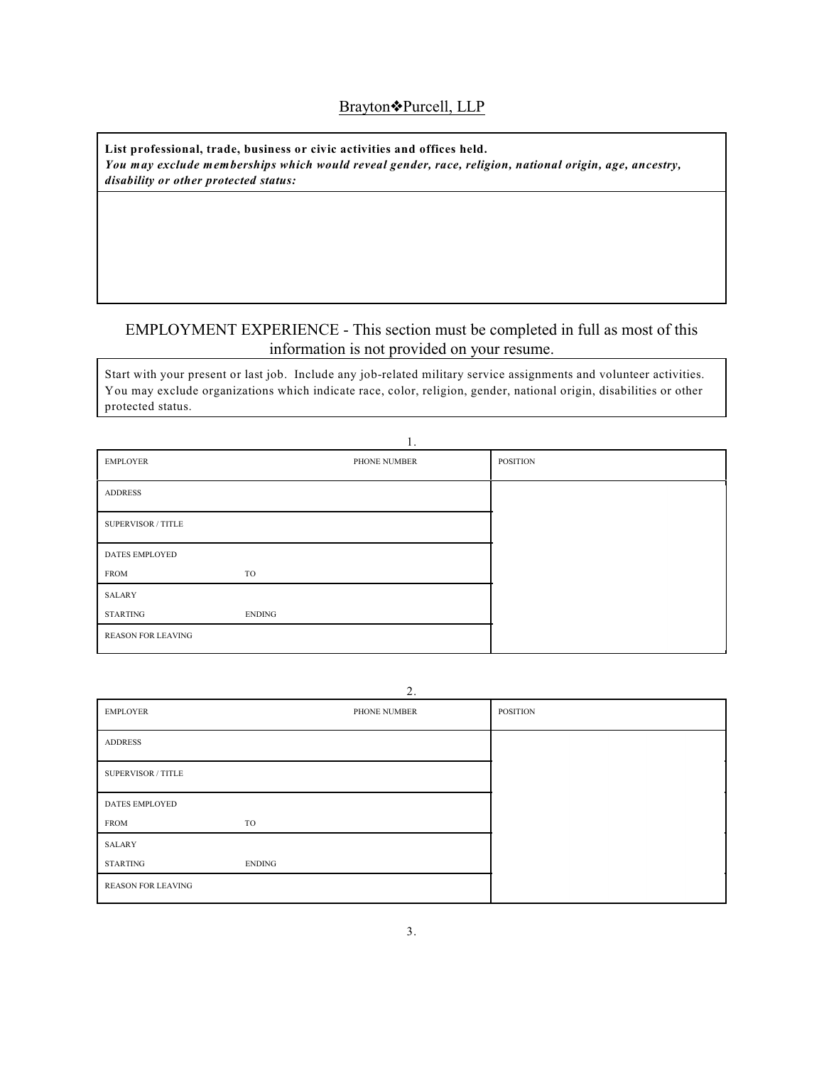Brayton❖Purcell, LLP

| **List professional, trade, business or civic activities and offices held.** ***You may exclude memberships which would reveal gender, race, religion, national origin, age, ancestry, disability or other protected status:*** |
| --- |
| |

## EMPLOYMENT EXPERIENCE - This section must be completed in full as most of this information is not provided on your resume.

Start with your present or last job. Include any job-related military service assignments and volunteer activities. You may exclude organizations which indicate race, color, religion, gender, national origin, disabilities or other protected status.

1.

| EMPLOYER | | PHONE NUMBER | POSITION |
| --- | --- | --- | --- |
| ADDRESS | | | |
| SUPERVISOR / TITLE | | | |
| DATES EMPLOYED<br>FROM | TO | | |
| SALARY<br>STARTING | ENDING | | |
| REASON FOR LEAVING | | | |

2.

| EMPLOYER | | PHONE NUMBER | POSITION |
| --- | --- | --- | --- |
| ADDRESS | | | |
| SUPERVISOR / TITLE | | | |
| DATES EMPLOYED<br>FROM | TO | | |
| SALARY<br>STARTING | ENDING | | |
| REASON FOR LEAVING | | | |

3.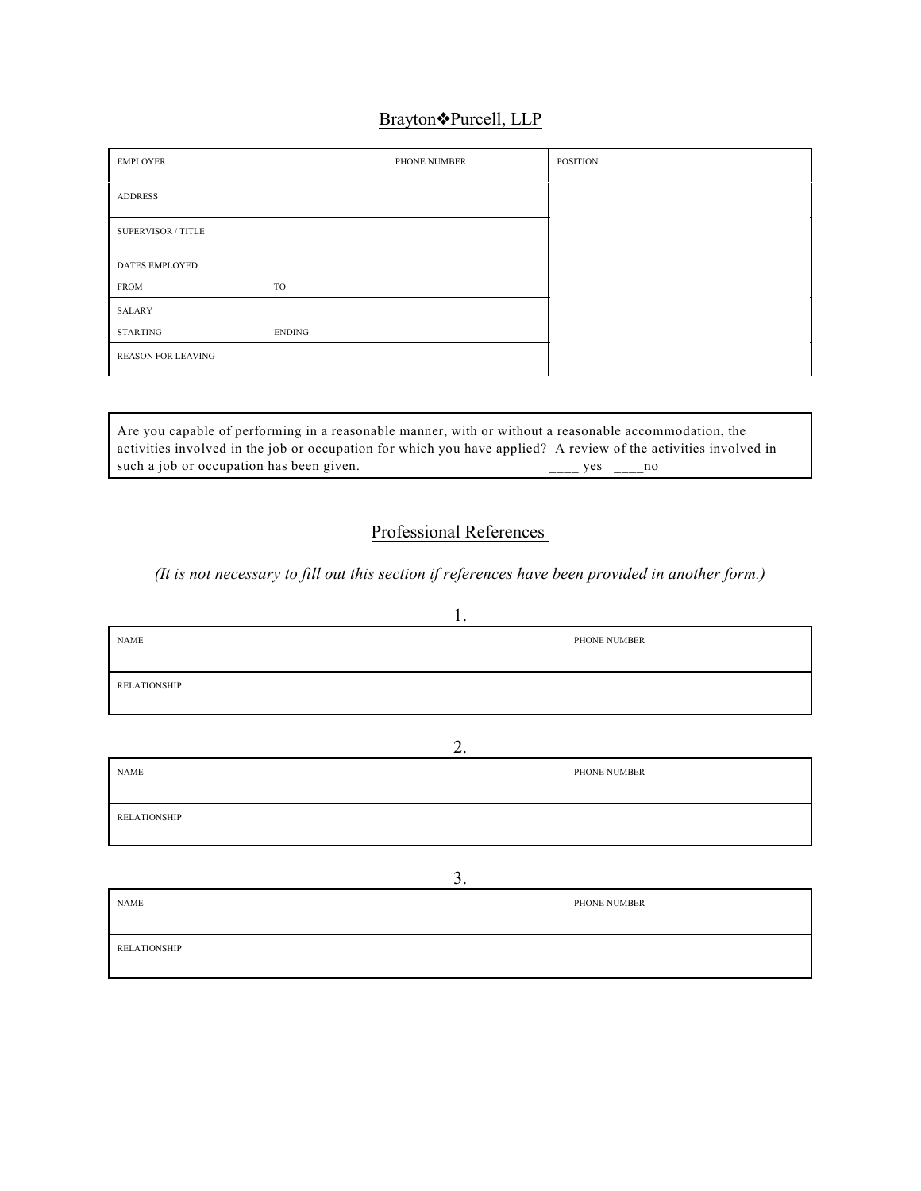## Brayton❖Purcell, LLP

| EMPLOYER | PHONE NUMBER | POSITION |
| --- | --- | --- |
| ADDRESS | | |
| SUPERVISOR / TITLE | | |
| DATES EMPLOYED<br>FROM | TO | |
| SALARY<br>STARTING | ENDING | |
| REASON FOR LEAVING | | |

Are you capable of performing in a reasonable manner, with or without a reasonable accommodation, the activities involved in the job or occupation for which you have applied? A review of the activities involved in such a job or occupation has been given. ____ yes ____no

## Professional References

*(It is not necessary to fill out this section if references have been provided in another form.)*

1.

| NAME | PHONE NUMBER |
| --- | --- |
| RELATIONSHIP | |

2.

| NAME | PHONE NUMBER |
| --- | --- |
| RELATIONSHIP | |

3.

| NAME | PHONE NUMBER |
| --- | --- |
| RELATIONSHIP | |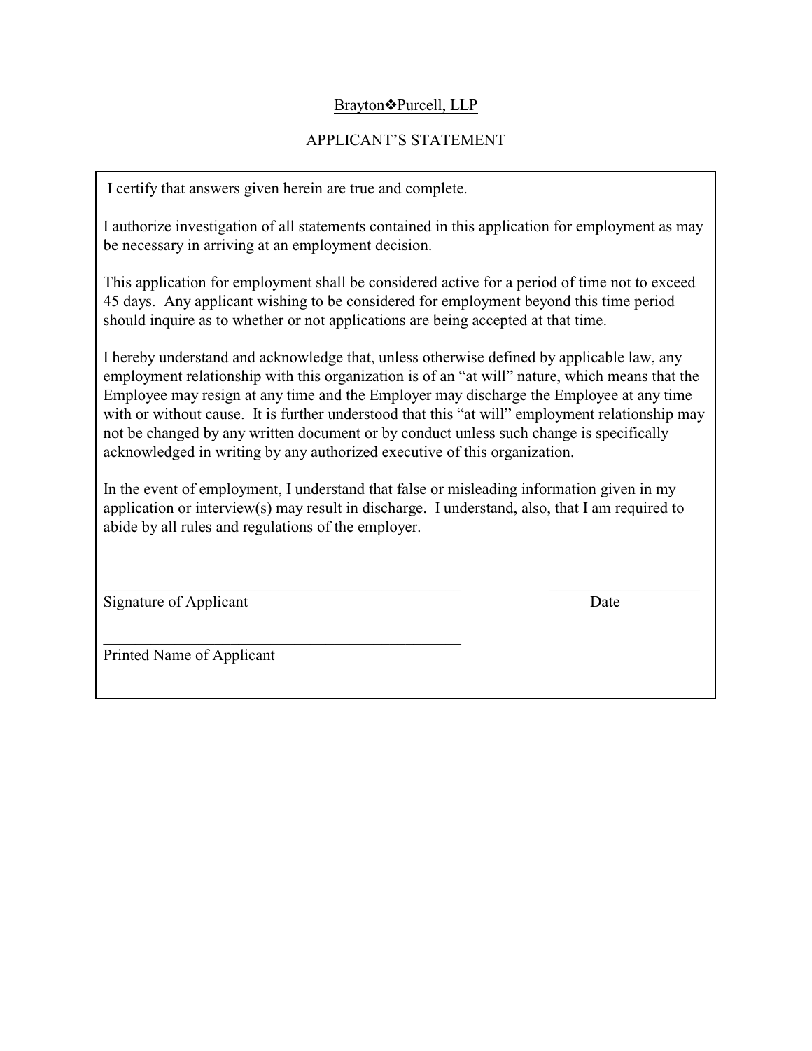Brayton❖Purcell, LLP

APPLICANT'S STATEMENT

I certify that answers given herein are true and complete.

I authorize investigation of all statements contained in this application for employment as may be necessary in arriving at an employment decision.

This application for employment shall be considered active for a period of time not to exceed 45 days. Any applicant wishing to be considered for employment beyond this time period should inquire as to whether or not applications are being accepted at that time.

I hereby understand and acknowledge that, unless otherwise defined by applicable law, any employment relationship with this organization is of an "at will" nature, which means that the Employee may resign at any time and the Employer may discharge the Employee at any time with or without cause. It is further understood that this "at will" employment relationship may not be changed by any written document or by conduct unless such change is specifically acknowledged in writing by any authorized executive of this organization.

In the event of employment, I understand that false or misleading information given in my application or interview(s) may result in discharge. I understand, also, that I am required to abide by all rules and regulations of the employer.

\_\_\_\_\_\_\_\_\_\_\_\_\_\_\_\_\_\_\_\_\_\_\_\_\_\_\_\_\_\_\_\_\_\_\_\_\_\_\_\_ \_\_\_\_\_\_\_\_\_\_\_\_\_\_\_\_\_\_\_\_

Signature of Applicant Date

\_\_\_\_\_\_\_\_\_\_\_\_\_\_\_\_\_\_\_\_\_\_\_\_\_\_\_\_\_\_\_\_\_\_\_\_\_\_\_\_

Printed Name of Applicant